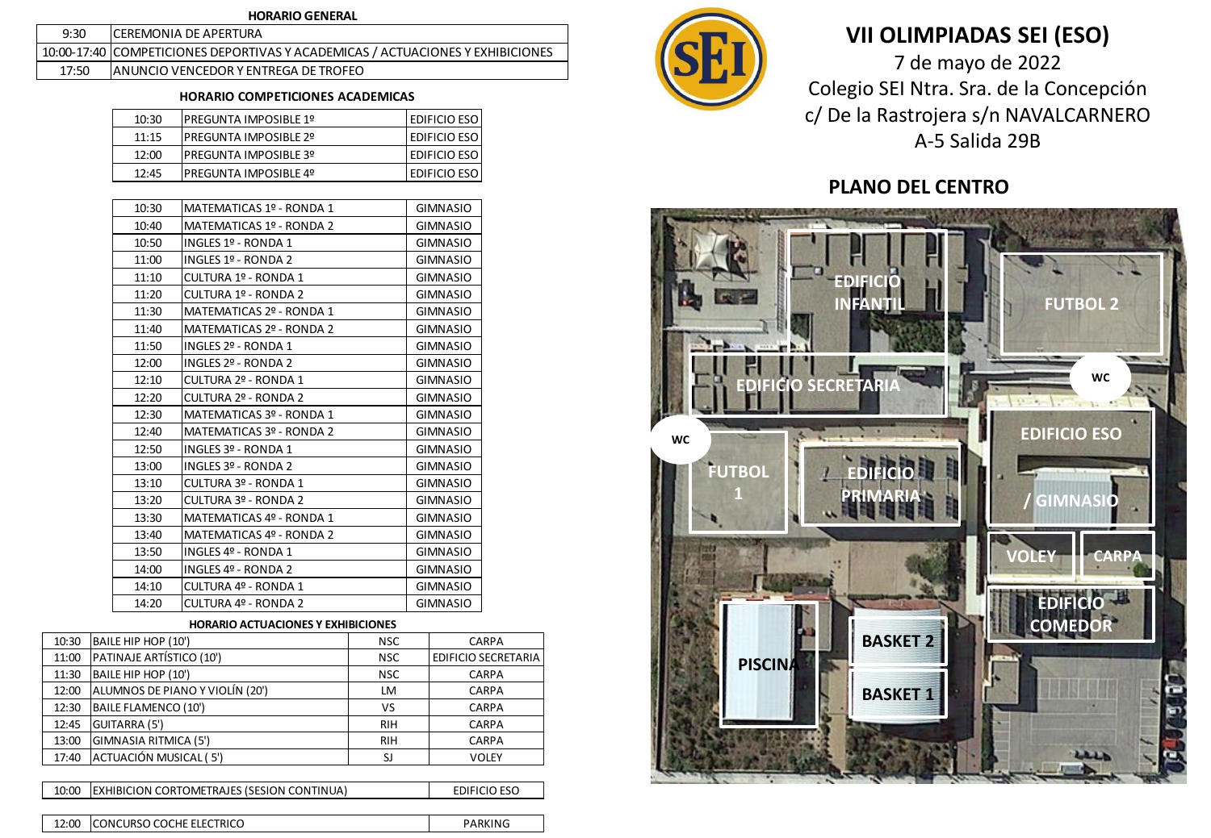# VII OLIMPIADAS SEI (ESO)

7 de mayo de 2022

Colegio SEI Ntra. Sra. de la Concepción

c/ De la Rastrojera s/n NAVALCARNERO

A-5 Salida 29B

### HORARIO GENERAL

| | |
|---|---|
| 9:30 | CEREMONIA DE APERTURA |
| 10:00-17:40 | COMPETICIONES DEPORTIVAS Y ACADEMICAS / ACTUACIONES Y EXHIBICIONES |
| 17:50 | ANUNCIO VENCEDOR Y ENTREGA DE TROFEO |

### HORARIO COMPETICIONES ACADEMICAS

| | | |
|---|---|---|
| 10:30 | PREGUNTA IMPOSIBLE 1º | EDIFICIO ESO |
| 11:15 | PREGUNTA IMPOSIBLE 2º | EDIFICIO ESO |
| 12:00 | PREGUNTA IMPOSIBLE 3º | EDIFICIO ESO |
| 12:45 | PREGUNTA IMPOSIBLE 4º | EDIFICIO ESO |

| | | |
|---|---|---|
| 10:30 | MATEMATICAS 1º - RONDA 1 | GIMNASIO |
| 10:40 | MATEMATICAS 1º - RONDA 2 | GIMNASIO |
| 10:50 | INGLES 1º - RONDA 1 | GIMNASIO |
| 11:00 | INGLES 1º - RONDA 2 | GIMNASIO |
| 11:10 | CULTURA 1º - RONDA 1 | GIMNASIO |
| 11:20 | CULTURA 1º - RONDA 2 | GIMNASIO |
| 11:30 | MATEMATICAS 2º - RONDA 1 | GIMNASIO |
| 11:40 | MATEMATICAS 2º - RONDA 2 | GIMNASIO |
| 11:50 | INGLES 2º - RONDA 1 | GIMNASIO |
| 12:00 | INGLES 2º - RONDA 2 | GIMNASIO |
| 12:10 | CULTURA 2º - RONDA 1 | GIMNASIO |
| 12:20 | CULTURA 2º - RONDA 2 | GIMNASIO |
| 12:30 | MATEMATICAS 3º - RONDA 1 | GIMNASIO |
| 12:40 | MATEMATICAS 3º - RONDA 2 | GIMNASIO |
| 12:50 | INGLES 3º - RONDA 1 | GIMNASIO |
| 13:00 | INGLES 3º - RONDA 2 | GIMNASIO |
| 13:10 | CULTURA 3º - RONDA 1 | GIMNASIO |
| 13:20 | CULTURA 3º - RONDA 2 | GIMNASIO |
| 13:30 | MATEMATICAS 4º - RONDA 1 | GIMNASIO |
| 13:40 | MATEMATICAS 4º - RONDA 2 | GIMNASIO |
| 13:50 | INGLES 4º - RONDA 1 | GIMNASIO |
| 14:00 | INGLES 4º - RONDA 2 | GIMNASIO |
| 14:10 | CULTURA 4º - RONDA 1 | GIMNASIO |
| 14:20 | CULTURA 4º - RONDA 2 | GIMNASIO |

### HORARIO ACTUACIONES Y EXHIBICIONES

| | | | |
|---|---|---|---|
| 10:30 | BAILE HIP HOP (10') | NSC | CARPA |
| 11:00 | PATINAJE ARTÍSTICO (10') | NSC | EDIFICIO SECRETARIA |
| 11:30 | BAILE HIP HOP (10') | NSC | CARPA |
| 12:00 | ALUMNOS DE PIANO Y VIOLÍN (20') | LM | CARPA |
| 12:30 | BAILE FLAMENCO (10') | VS | CARPA |
| 12:45 | GUITARRA (5') | RIH | CARPA |
| 13:00 | GIMNASIA RITMICA (5') | RIH | CARPA |
| 17:40 | ACTUACIÓN MUSICAL ( 5') | SJ | VOLEY |

| | | |
|---|---|---|
| 10:00 | EXHIBICION CORTOMETRAJES (SESION CONTINUA) | EDIFICIO ESO |

| | | |
|---|---|---|
| 12:00 | CONCURSO COCHE ELECTRICO | PARKING |

## PLANO DEL CENTRO

EDIFICIO INFANTIL · FUTBOL 2 · EDIFICIO SECRETARIA · WC · WC · EDIFICIO ESO / GIMNASIO · FUTBOL 1 · EDIFICIO PRIMARIA · VOLEY · CARPA · EDIFICIO COMEDOR · PISCINA · BASKET 2 · BASKET 1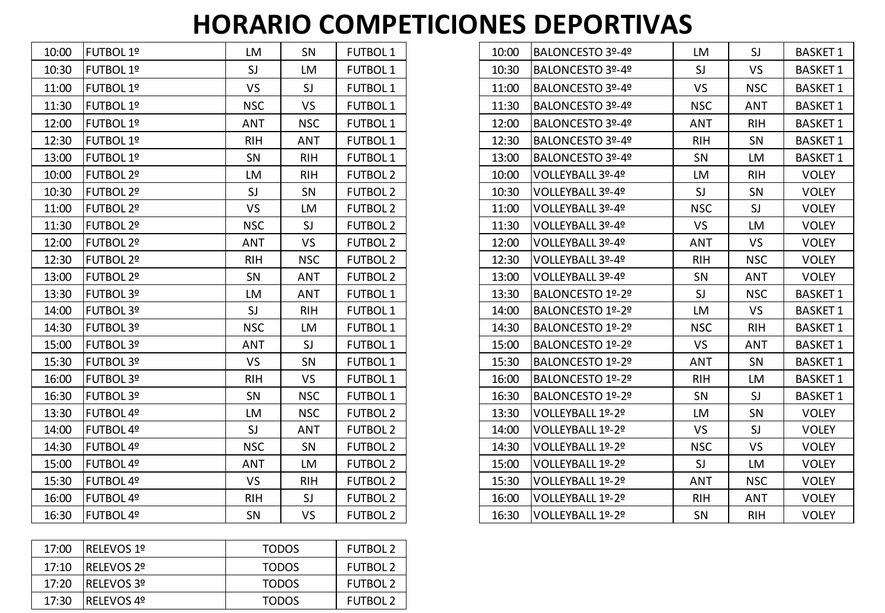# HORARIO COMPETICIONES DEPORTIVAS

| | | | | |
|---|---|---|---|---|
| 10:00 | FUTBOL 1º | LM | SN | FUTBOL 1 |
| 10:30 | FUTBOL 1º | SJ | LM | FUTBOL 1 |
| 11:00 | FUTBOL 1º | VS | SJ | FUTBOL 1 |
| 11:30 | FUTBOL 1º | NSC | VS | FUTBOL 1 |
| 12:00 | FUTBOL 1º | ANT | NSC | FUTBOL 1 |
| 12:30 | FUTBOL 1º | RIH | ANT | FUTBOL 1 |
| 13:00 | FUTBOL 1º | SN | RIH | FUTBOL 1 |
| 10:00 | FUTBOL 2º | LM | RIH | FUTBOL 2 |
| 10:30 | FUTBOL 2º | SJ | SN | FUTBOL 2 |
| 11:00 | FUTBOL 2º | VS | LM | FUTBOL 2 |
| 11:30 | FUTBOL 2º | NSC | SJ | FUTBOL 2 |
| 12:00 | FUTBOL 2º | ANT | VS | FUTBOL 2 |
| 12:30 | FUTBOL 2º | RIH | NSC | FUTBOL 2 |
| 13:00 | FUTBOL 2º | SN | ANT | FUTBOL 2 |
| 13:30 | FUTBOL 3º | LM | ANT | FUTBOL 1 |
| 14:00 | FUTBOL 3º | SJ | RIH | FUTBOL 1 |
| 14:30 | FUTBOL 3º | NSC | LM | FUTBOL 1 |
| 15:00 | FUTBOL 3º | ANT | SJ | FUTBOL 1 |
| 15:30 | FUTBOL 3º | VS | SN | FUTBOL 1 |
| 16:00 | FUTBOL 3º | RIH | VS | FUTBOL 1 |
| 16:30 | FUTBOL 3º | SN | NSC | FUTBOL 1 |
| 13:30 | FUTBOL 4º | LM | NSC | FUTBOL 2 |
| 14:00 | FUTBOL 4º | SJ | ANT | FUTBOL 2 |
| 14:30 | FUTBOL 4º | NSC | SN | FUTBOL 2 |
| 15:00 | FUTBOL 4º | ANT | LM | FUTBOL 2 |
| 15:30 | FUTBOL 4º | VS | RIH | FUTBOL 2 |
| 16:00 | FUTBOL 4º | RIH | SJ | FUTBOL 2 |
| 16:30 | FUTBOL 4º | SN | VS | FUTBOL 2 |

| | | | |
|---|---|---|---|
| 17:00 | RELEVOS 1º | TODOS | FUTBOL 2 |
| 17:10 | RELEVOS 2º | TODOS | FUTBOL 2 |
| 17:20 | RELEVOS 3º | TODOS | FUTBOL 2 |
| 17:30 | RELEVOS 4º | TODOS | FUTBOL 2 |

| | | | | |
|---|---|---|---|---|
| 10:00 | BALONCESTO 3º-4º | LM | SJ | BASKET 1 |
| 10:30 | BALONCESTO 3º-4º | SJ | VS | BASKET 1 |
| 11:00 | BALONCESTO 3º-4º | VS | NSC | BASKET 1 |
| 11:30 | BALONCESTO 3º-4º | NSC | ANT | BASKET 1 |
| 12:00 | BALONCESTO 3º-4º | ANT | RIH | BASKET 1 |
| 12:30 | BALONCESTO 3º-4º | RIH | SN | BASKET 1 |
| 13:00 | BALONCESTO 3º-4º | SN | LM | BASKET 1 |
| 10:00 | VOLLEYBALL 3º-4º | LM | RIH | VOLEY |
| 10:30 | VOLLEYBALL 3º-4º | SJ | SN | VOLEY |
| 11:00 | VOLLEYBALL 3º-4º | NSC | SJ | VOLEY |
| 11:30 | VOLLEYBALL 3º-4º | VS | LM | VOLEY |
| 12:00 | VOLLEYBALL 3º-4º | ANT | VS | VOLEY |
| 12:30 | VOLLEYBALL 3º-4º | RIH | NSC | VOLEY |
| 13:00 | VOLLEYBALL 3º-4º | SN | ANT | VOLEY |
| 13:30 | BALONCESTO 1º-2º | SJ | NSC | BASKET 1 |
| 14:00 | BALONCESTO 1º-2º | LM | VS | BASKET 1 |
| 14:30 | BALONCESTO 1º-2º | NSC | RIH | BASKET 1 |
| 15:00 | BALONCESTO 1º-2º | VS | ANT | BASKET 1 |
| 15:30 | BALONCESTO 1º-2º | ANT | SN | BASKET 1 |
| 16:00 | BALONCESTO 1º-2º | RIH | LM | BASKET 1 |
| 16:30 | BALONCESTO 1º-2º | SN | SJ | BASKET 1 |
| 13:30 | VOLLEYBALL 1º-2º | LM | SN | VOLEY |
| 14:00 | VOLLEYBALL 1º-2º | VS | SJ | VOLEY |
| 14:30 | VOLLEYBALL 1º-2º | NSC | VS | VOLEY |
| 15:00 | VOLLEYBALL 1º-2º | SJ | LM | VOLEY |
| 15:30 | VOLLEYBALL 1º-2º | ANT | NSC | VOLEY |
| 16:00 | VOLLEYBALL 1º-2º | RIH | ANT | VOLEY |
| 16:30 | VOLLEYBALL 1º-2º | SN | RIH | VOLEY |